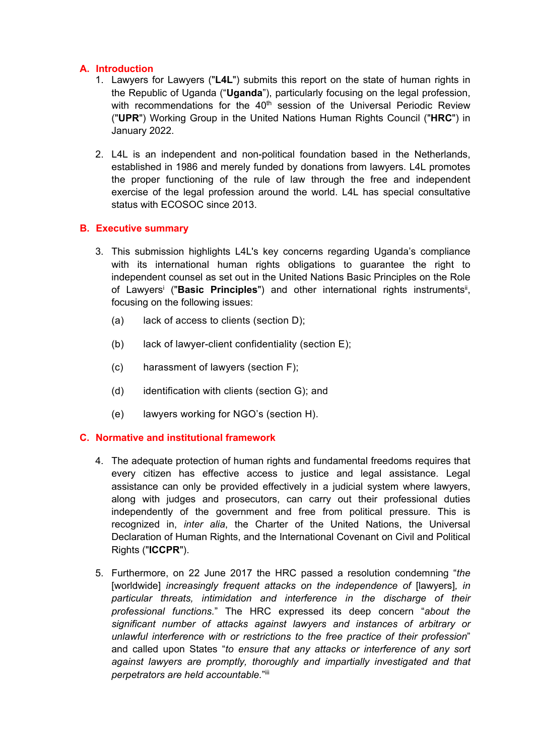## A. Introduction

1. Lawyers for Lawyers ("**L4L**") submits this report on the state of human rights in the Republic of Uganda ("**Uganda**"), particularly focusing on the legal profession, with recommendations for the 40th session of the Universal Periodic Review ("**UPR**") Working Group in the United Nations Human Rights Council ("**HRC**") in January 2022.

2. L4L is an independent and non-political foundation based in the Netherlands, established in 1986 and merely funded by donations from lawyers. L4L promotes the proper functioning of the rule of law through the free and independent exercise of the legal profession around the world. L4L has special consultative status with ECOSOC since 2013.

## B. Executive summary

3. This submission highlights L4L's key concerns regarding Uganda's compliance with its international human rights obligations to guarantee the right to independent counsel as set out in the United Nations Basic Principles on the Role of Lawyers[i] ("**Basic Principles**") and other international rights instruments[ii], focusing on the following issues:

   (a) lack of access to clients (section D);

   (b) lack of lawyer-client confidentiality (section E);

   (c) harassment of lawyers (section F);

   (d) identification with clients (section G); and

   (e) lawyers working for NGO's (section H).

## C. Normative and institutional framework

4. The adequate protection of human rights and fundamental freedoms requires that every citizen has effective access to justice and legal assistance. Legal assistance can only be provided effectively in a judicial system where lawyers, along with judges and prosecutors, can carry out their professional duties independently of the government and free from political pressure. This is recognized in, *inter alia*, the Charter of the United Nations, the Universal Declaration of Human Rights, and the International Covenant on Civil and Political Rights ("**ICCPR**").

5. Furthermore, on 22 June 2017 the HRC passed a resolution condemning "*the* [worldwide] *increasingly frequent attacks on the independence of* [lawyers]*, in particular threats, intimidation and interference in the discharge of their professional functions.*" The HRC expressed its deep concern "*about the significant number of attacks against lawyers and instances of arbitrary or unlawful interference with or restrictions to the free practice of their profession*" and called upon States "*to ensure that any attacks or interference of any sort against lawyers are promptly, thoroughly and impartially investigated and that perpetrators are held accountable.*"[iii]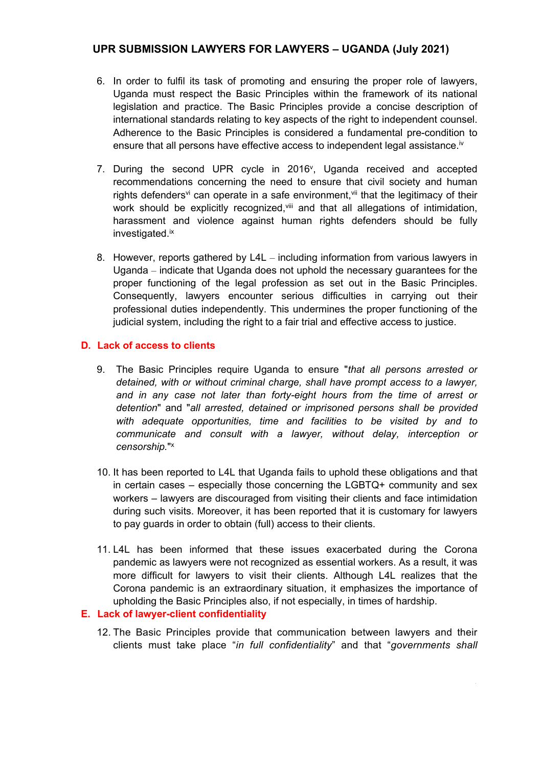6. In order to fulfil its task of promoting and ensuring the proper role of lawyers, Uganda must respect the Basic Principles within the framework of its national legislation and practice. The Basic Principles provide a concise description of international standards relating to key aspects of the right to independent counsel. Adherence to the Basic Principles is considered a fundamental pre-condition to ensure that all persons have effective access to independent legal assistance.[iv]

7. During the second UPR cycle in 2016[v], Uganda received and accepted recommendations concerning the need to ensure that civil society and human rights defenders[vi] can operate in a safe environment,[vii] that the legitimacy of their work should be explicitly recognized,[viii] and that all allegations of intimidation, harassment and violence against human rights defenders should be fully investigated.[ix]

8. However, reports gathered by L4L – including information from various lawyers in Uganda – indicate that Uganda does not uphold the necessary guarantees for the proper functioning of the legal profession as set out in the Basic Principles. Consequently, lawyers encounter serious difficulties in carrying out their professional duties independently. This undermines the proper functioning of the judicial system, including the right to a fair trial and effective access to justice.

## D. Lack of access to clients

9. The Basic Principles require Uganda to ensure "*that all persons arrested or detained, with or without criminal charge, shall have prompt access to a lawyer, and in any case not later than forty-eight hours from the time of arrest or detention*" and "*all arrested, detained or imprisoned persons shall be provided with adequate opportunities, time and facilities to be visited by and to communicate and consult with a lawyer, without delay, interception or censorship.*"[x]

10. It has been reported to L4L that Uganda fails to uphold these obligations and that in certain cases – especially those concerning the LGBTQ+ community and sex workers – lawyers are discouraged from visiting their clients and face intimidation during such visits. Moreover, it has been reported that it is customary for lawyers to pay guards in order to obtain (full) access to their clients.

11. L4L has been informed that these issues exacerbated during the Corona pandemic as lawyers were not recognized as essential workers. As a result, it was more difficult for lawyers to visit their clients. Although L4L realizes that the Corona pandemic is an extraordinary situation, it emphasizes the importance of upholding the Basic Principles also, if not especially, in times of hardship.

## E. Lack of lawyer-client confidentiality

12. The Basic Principles provide that communication between lawyers and their clients must take place "*in full confidentiality*" and that "*governments shall*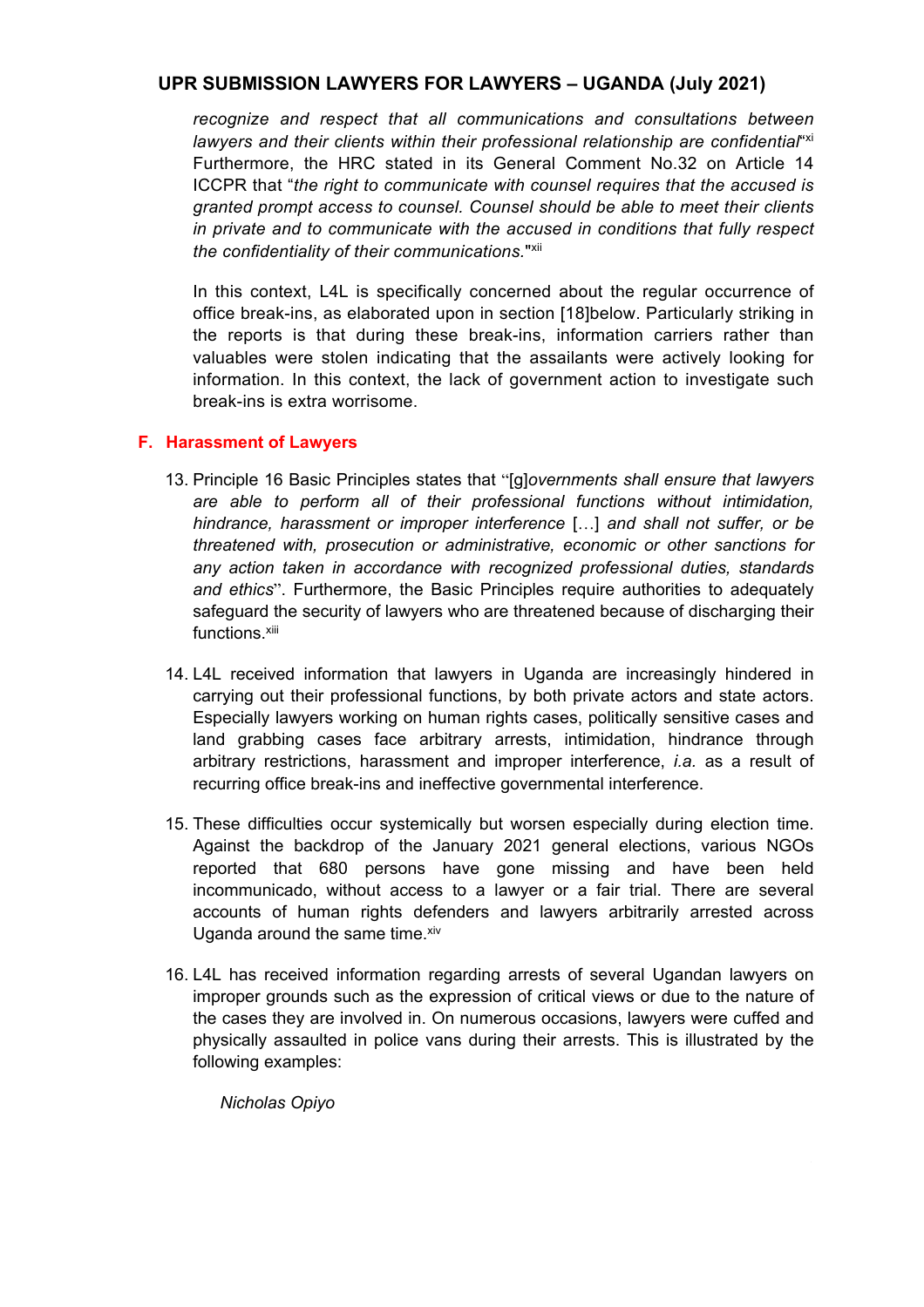*recognize and respect that all communications and consultations between lawyers and their clients within their professional relationship are confidential*"[xi] Furthermore, the HRC stated in its General Comment No.32 on Article 14 ICCPR that "*the right to communicate with counsel requires that the accused is granted prompt access to counsel. Counsel should be able to meet their clients in private and to communicate with the accused in conditions that fully respect the confidentiality of their communications.*"[xii]

In this context, L4L is specifically concerned about the regular occurrence of office break-ins, as elaborated upon in section [18]below. Particularly striking in the reports is that during these break-ins, information carriers rather than valuables were stolen indicating that the assailants were actively looking for information. In this context, the lack of government action to investigate such break-ins is extra worrisome.

## F. Harassment of Lawyers

13. Principle 16 Basic Principles states that "[g]*overnments shall ensure that lawyers are able to perform all of their professional functions without intimidation, hindrance, harassment or improper interference* […] *and shall not suffer, or be threatened with, prosecution or administrative, economic or other sanctions for any action taken in accordance with recognized professional duties, standards and ethics*". Furthermore, the Basic Principles require authorities to adequately safeguard the security of lawyers who are threatened because of discharging their functions.[xiii]

14. L4L received information that lawyers in Uganda are increasingly hindered in carrying out their professional functions, by both private actors and state actors. Especially lawyers working on human rights cases, politically sensitive cases and land grabbing cases face arbitrary arrests, intimidation, hindrance through arbitrary restrictions, harassment and improper interference, *i.a.* as a result of recurring office break-ins and ineffective governmental interference.

15. These difficulties occur systemically but worsen especially during election time. Against the backdrop of the January 2021 general elections, various NGOs reported that 680 persons have gone missing and have been held incommunicado, without access to a lawyer or a fair trial. There are several accounts of human rights defenders and lawyers arbitrarily arrested across Uganda around the same time.[xiv]

16. L4L has received information regarding arrests of several Ugandan lawyers on improper grounds such as the expression of critical views or due to the nature of the cases they are involved in. On numerous occasions, lawyers were cuffed and physically assaulted in police vans during their arrests. This is illustrated by the following examples:

    *Nicholas Opiyo*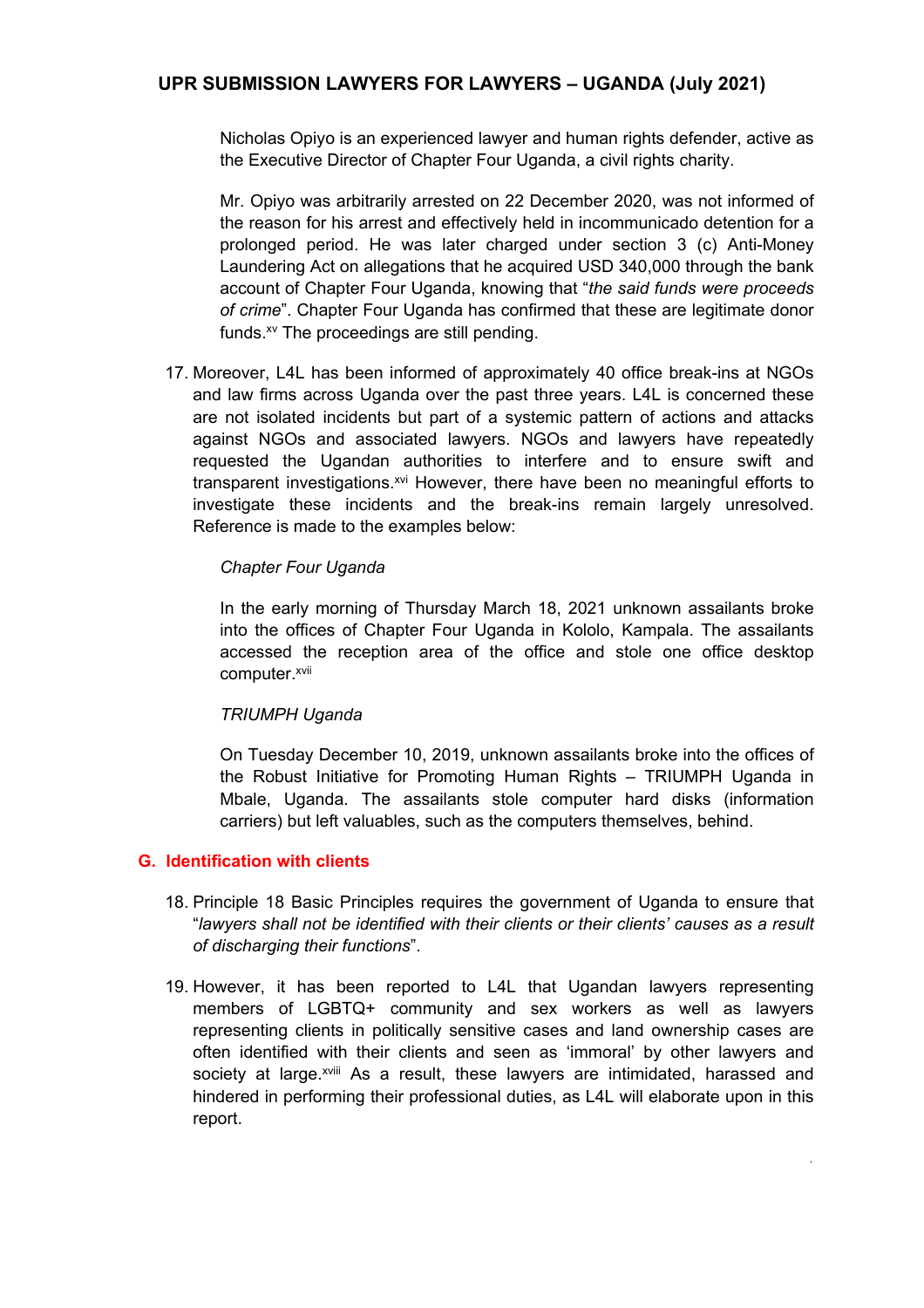Nicholas Opiyo is an experienced lawyer and human rights defender, active as the Executive Director of Chapter Four Uganda, a civil rights charity.

Mr. Opiyo was arbitrarily arrested on 22 December 2020, was not informed of the reason for his arrest and effectively held in incommunicado detention for a prolonged period. He was later charged under section 3 (c) Anti-Money Laundering Act on allegations that he acquired USD 340,000 through the bank account of Chapter Four Uganda, knowing that "*the said funds were proceeds of crime*". Chapter Four Uganda has confirmed that these are legitimate donor funds.[xv] The proceedings are still pending.

17. Moreover, L4L has been informed of approximately 40 office break-ins at NGOs and law firms across Uganda over the past three years. L4L is concerned these are not isolated incidents but part of a systemic pattern of actions and attacks against NGOs and associated lawyers. NGOs and lawyers have repeatedly requested the Ugandan authorities to interfere and to ensure swift and transparent investigations.[xvi] However, there have been no meaningful efforts to investigate these incidents and the break-ins remain largely unresolved. Reference is made to the examples below:

*Chapter Four Uganda*

In the early morning of Thursday March 18, 2021 unknown assailants broke into the offices of Chapter Four Uganda in Kololo, Kampala. The assailants accessed the reception area of the office and stole one office desktop computer.[xvii]

*TRIUMPH Uganda*

On Tuesday December 10, 2019, unknown assailants broke into the offices of the Robust Initiative for Promoting Human Rights – TRIUMPH Uganda in Mbale, Uganda. The assailants stole computer hard disks (information carriers) but left valuables, such as the computers themselves, behind.

## G. Identification with clients

18. Principle 18 Basic Principles requires the government of Uganda to ensure that "*lawyers shall not be identified with their clients or their clients' causes as a result of discharging their functions*".

19. However, it has been reported to L4L that Ugandan lawyers representing members of LGBTQ+ community and sex workers as well as lawyers representing clients in politically sensitive cases and land ownership cases are often identified with their clients and seen as 'immoral' by other lawyers and society at large.[xviii] As a result, these lawyers are intimidated, harassed and hindered in performing their professional duties, as L4L will elaborate upon in this report.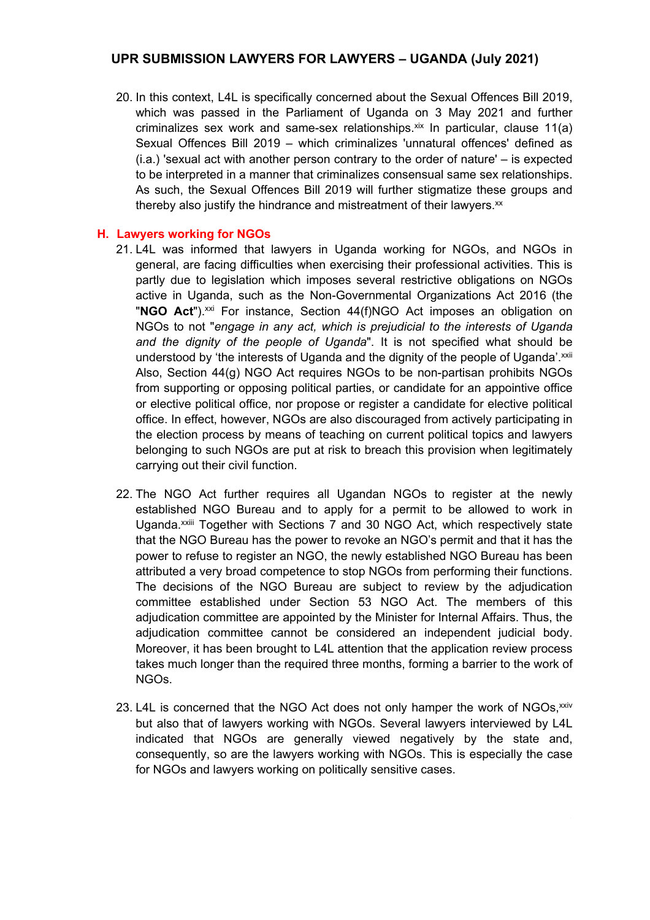20. In this context, L4L is specifically concerned about the Sexual Offences Bill 2019, which was passed in the Parliament of Uganda on 3 May 2021 and further criminalizes sex work and same-sex relationships.[xix] In particular, clause 11(a) Sexual Offences Bill 2019 – which criminalizes 'unnatural offences' defined as (i.a.) 'sexual act with another person contrary to the order of nature' – is expected to be interpreted in a manner that criminalizes consensual same sex relationships. As such, the Sexual Offences Bill 2019 will further stigmatize these groups and thereby also justify the hindrance and mistreatment of their lawyers.[xx]

## H. Lawyers working for NGOs

21. L4L was informed that lawyers in Uganda working for NGOs, and NGOs in general, are facing difficulties when exercising their professional activities. This is partly due to legislation which imposes several restrictive obligations on NGOs active in Uganda, such as the Non-Governmental Organizations Act 2016 (the "**NGO Act**").[xxi] For instance, Section 44(f)NGO Act imposes an obligation on NGOs to not "*engage in any act, which is prejudicial to the interests of Uganda and the dignity of the people of Uganda*". It is not specified what should be understood by 'the interests of Uganda and the dignity of the people of Uganda'.[xxii] Also, Section 44(g) NGO Act requires NGOs to be non-partisan prohibits NGOs from supporting or opposing political parties, or candidate for an appointive office or elective political office, nor propose or register a candidate for elective political office. In effect, however, NGOs are also discouraged from actively participating in the election process by means of teaching on current political topics and lawyers belonging to such NGOs are put at risk to breach this provision when legitimately carrying out their civil function.

22. The NGO Act further requires all Ugandan NGOs to register at the newly established NGO Bureau and to apply for a permit to be allowed to work in Uganda.[xxiii] Together with Sections 7 and 30 NGO Act, which respectively state that the NGO Bureau has the power to revoke an NGO's permit and that it has the power to refuse to register an NGO, the newly established NGO Bureau has been attributed a very broad competence to stop NGOs from performing their functions. The decisions of the NGO Bureau are subject to review by the adjudication committee established under Section 53 NGO Act. The members of this adjudication committee are appointed by the Minister for Internal Affairs. Thus, the adjudication committee cannot be considered an independent judicial body. Moreover, it has been brought to L4L attention that the application review process takes much longer than the required three months, forming a barrier to the work of NGOs.

23. L4L is concerned that the NGO Act does not only hamper the work of NGOs,[xxiv] but also that of lawyers working with NGOs. Several lawyers interviewed by L4L indicated that NGOs are generally viewed negatively by the state and, consequently, so are the lawyers working with NGOs. This is especially the case for NGOs and lawyers working on politically sensitive cases.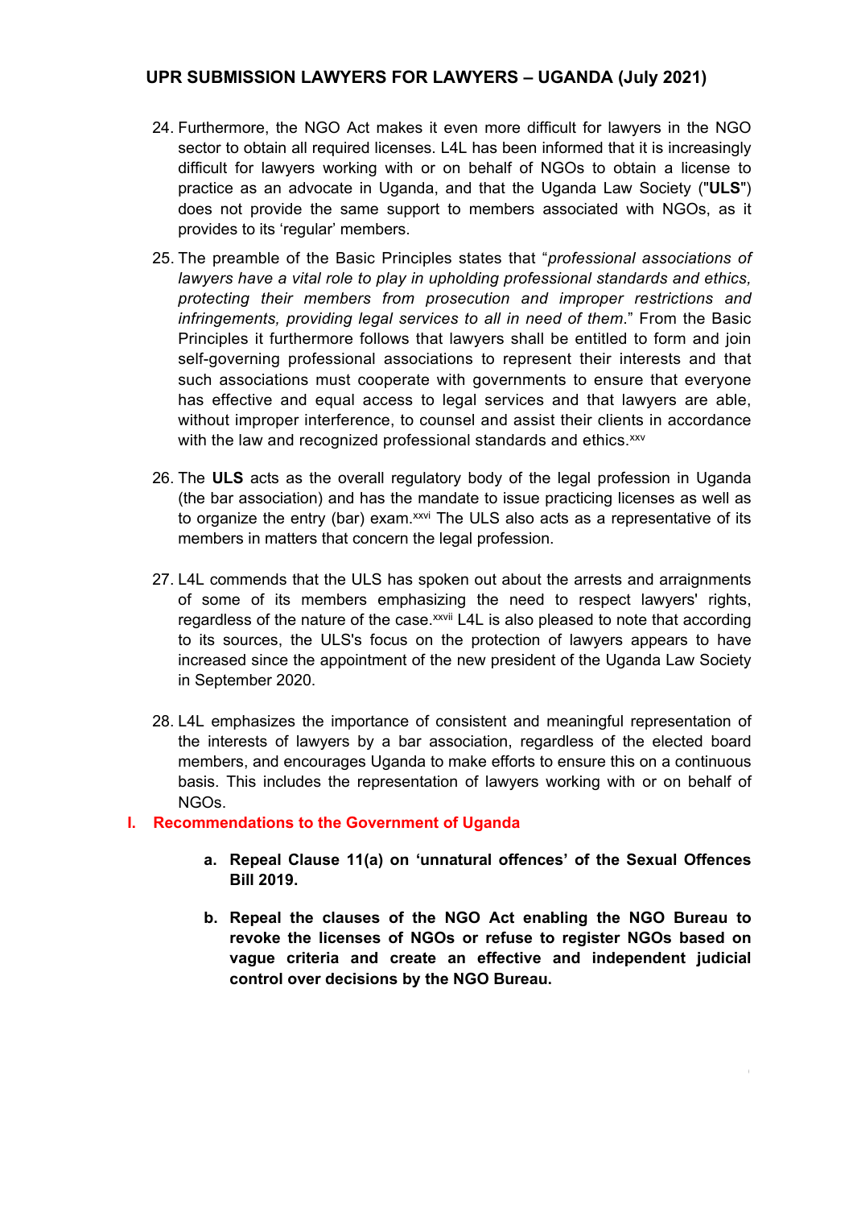24. Furthermore, the NGO Act makes it even more difficult for lawyers in the NGO sector to obtain all required licenses. L4L has been informed that it is increasingly difficult for lawyers working with or on behalf of NGOs to obtain a license to practice as an advocate in Uganda, and that the Uganda Law Society ("**ULS**") does not provide the same support to members associated with NGOs, as it provides to its 'regular' members.

25. The preamble of the Basic Principles states that "*professional associations of lawyers have a vital role to play in upholding professional standards and ethics, protecting their members from prosecution and improper restrictions and infringements, providing legal services to all in need of them*." From the Basic Principles it furthermore follows that lawyers shall be entitled to form and join self-governing professional associations to represent their interests and that such associations must cooperate with governments to ensure that everyone has effective and equal access to legal services and that lawyers are able, without improper interference, to counsel and assist their clients in accordance with the law and recognized professional standards and ethics.[xxv]

26. The **ULS** acts as the overall regulatory body of the legal profession in Uganda (the bar association) and has the mandate to issue practicing licenses as well as to organize the entry (bar) exam.[xxvi] The ULS also acts as a representative of its members in matters that concern the legal profession.

27. L4L commends that the ULS has spoken out about the arrests and arraignments of some of its members emphasizing the need to respect lawyers' rights, regardless of the nature of the case.[xxvii] L4L is also pleased to note that according to its sources, the ULS's focus on the protection of lawyers appears to have increased since the appointment of the new president of the Uganda Law Society in September 2020.

28. L4L emphasizes the importance of consistent and meaningful representation of the interests of lawyers by a bar association, regardless of the elected board members, and encourages Uganda to make efforts to ensure this on a continuous basis. This includes the representation of lawyers working with or on behalf of NGOs.

## I. Recommendations to the Government of Uganda

a. **Repeal Clause 11(a) on 'unnatural offences' of the Sexual Offences Bill 2019.**

b. **Repeal the clauses of the NGO Act enabling the NGO Bureau to revoke the licenses of NGOs or refuse to register NGOs based on vague criteria and create an effective and independent judicial control over decisions by the NGO Bureau.**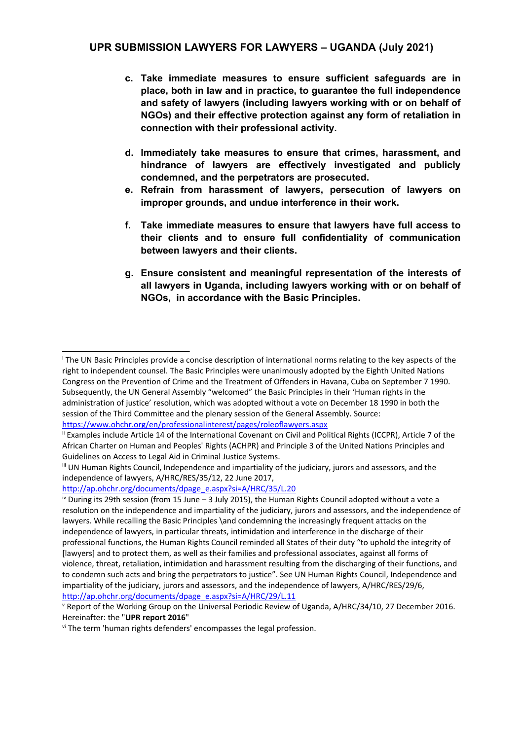c. **Take immediate measures to ensure sufficient safeguards are in place, both in law and in practice, to guarantee the full independence and safety of lawyers (including lawyers working with or on behalf of NGOs) and their effective protection against any form of retaliation in connection with their professional activity.**

d. **Immediately take measures to ensure that crimes, harassment, and hindrance of lawyers are effectively investigated and publicly condemned, and the perpetrators are prosecuted.**

e. **Refrain from harassment of lawyers, persecution of lawyers on improper grounds, and undue interference in their work.**

f. **Take immediate measures to ensure that lawyers have full access to their clients and to ensure full confidentiality of communication between lawyers and their clients.**

g. **Ensure consistent and meaningful representation of the interests of all lawyers in Uganda, including lawyers working with or on behalf of NGOs, in accordance with the Basic Principles.**

---

[i] The UN Basic Principles provide a concise description of international norms relating to the key aspects of the right to independent counsel. The Basic Principles were unanimously adopted by the Eighth United Nations Congress on the Prevention of Crime and the Treatment of Offenders in Havana, Cuba on September 7 1990. Subsequently, the UN General Assembly "welcomed" the Basic Principles in their 'Human rights in the administration of justice' resolution, which was adopted without a vote on December 18 1990 in both the session of the Third Committee and the plenary session of the General Assembly. Source: https://www.ohchr.org/en/professionalinterest/pages/roleoflawyers.aspx

[ii] Examples include Article 14 of the International Covenant on Civil and Political Rights (ICCPR), Article 7 of the African Charter on Human and Peoples' Rights (ACHPR) and Principle 3 of the United Nations Principles and Guidelines on Access to Legal Aid in Criminal Justice Systems.

[iii] UN Human Rights Council, Independence and impartiality of the judiciary, jurors and assessors, and the independence of lawyers, A/HRC/RES/35/12, 22 June 2017, http://ap.ohchr.org/documents/dpage_e.aspx?si=A/HRC/35/L.20

[iv] During its 29th session (from 15 June – 3 July 2015), the Human Rights Council adopted without a vote a resolution on the independence and impartiality of the judiciary, jurors and assessors, and the independence of lawyers. While recalling the Basic Principles \and condemning the increasingly frequent attacks on the independence of lawyers, in particular threats, intimidation and interference in the discharge of their professional functions, the Human Rights Council reminded all States of their duty "to uphold the integrity of [lawyers] and to protect them, as well as their families and professional associates, against all forms of violence, threat, retaliation, intimidation and harassment resulting from the discharging of their functions, and to condemn such acts and bring the perpetrators to justice". See UN Human Rights Council, Independence and impartiality of the judiciary, jurors and assessors, and the independence of lawyers, A/HRC/RES/29/6, http://ap.ohchr.org/documents/dpage_e.aspx?si=A/HRC/29/L.11

[v] Report of the Working Group on the Universal Periodic Review of Uganda, A/HRC/34/10, 27 December 2016. Hereinafter: the "**UPR report 2016**"

[vi] The term 'human rights defenders' encompasses the legal profession.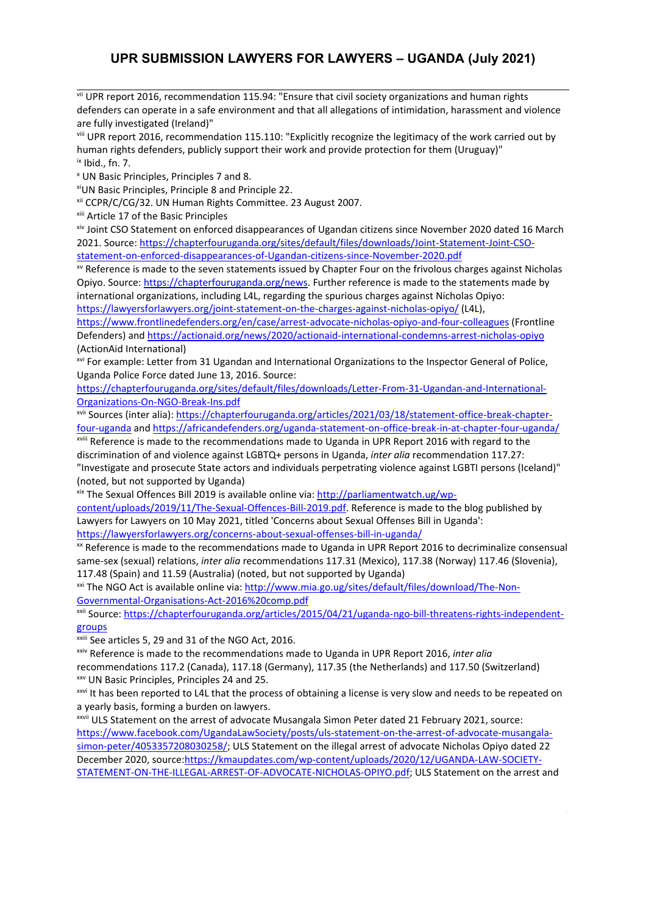[vii] UPR report 2016, recommendation 115.94: "Ensure that civil society organizations and human rights defenders can operate in a safe environment and that all allegations of intimidation, harassment and violence are fully investigated (Ireland)"

[viii] UPR report 2016, recommendation 115.110: "Explicitly recognize the legitimacy of the work carried out by human rights defenders, publicly support their work and provide protection for them (Uruguay)"

[ix] Ibid., fn. 7.

[x] UN Basic Principles, Principles 7 and 8.

[xi] UN Basic Principles, Principle 8 and Principle 22.

[xii] CCPR/C/CG/32. UN Human Rights Committee. 23 August 2007.

[xiii] Article 17 of the Basic Principles

[xiv] Joint CSO Statement on enforced disappearances of Ugandan citizens since November 2020 dated 16 March 2021. Source: https://chapterfouruganda.org/sites/default/files/downloads/Joint-Statement-Joint-CSO-statement-on-enforced-disappearances-of-Ugandan-citizens-since-November-2020.pdf

[xv] Reference is made to the seven statements issued by Chapter Four on the frivolous charges against Nicholas Opiyo. Source: https://chapterfouruganda.org/news. Further reference is made to the statements made by international organizations, including L4L, regarding the spurious charges against Nicholas Opiyo: https://lawyersforlawyers.org/joint-statement-on-the-charges-against-nicholas-opiyo/ (L4L), https://www.frontlinedefenders.org/en/case/arrest-advocate-nicholas-opiyo-and-four-colleagues (Frontline Defenders) and https://actionaid.org/news/2020/actionaid-international-condemns-arrest-nicholas-opiyo (ActionAid International)

[xvi] For example: Letter from 31 Ugandan and International Organizations to the Inspector General of Police, Uganda Police Force dated June 13, 2016. Source: https://chapterfouruganda.org/sites/default/files/downloads/Letter-From-31-Ugandan-and-International-Organizations-On-NGO-Break-Ins.pdf

[xvii] Sources (inter alia): https://chapterfouruganda.org/articles/2021/03/18/statement-office-break-chapter-four-uganda and https://africandefenders.org/uganda-statement-on-office-break-in-at-chapter-four-uganda/

[xviii] Reference is made to the recommendations made to Uganda in UPR Report 2016 with regard to the discrimination of and violence against LGBTQ+ persons in Uganda, *inter alia* recommendation 117.27: "Investigate and prosecute State actors and individuals perpetrating violence against LGBTI persons (Iceland)" (noted, but not supported by Uganda)

[xix] The Sexual Offences Bill 2019 is available online via: http://parliamentwatch.ug/wp-content/uploads/2019/11/The-Sexual-Offences-Bill-2019.pdf. Reference is made to the blog published by Lawyers for Lawyers on 10 May 2021, titled 'Concerns about Sexual Offenses Bill in Uganda': https://lawyersforlawyers.org/concerns-about-sexual-offenses-bill-in-uganda/

[xx] Reference is made to the recommendations made to Uganda in UPR Report 2016 to decriminalize consensual same-sex (sexual) relations, *inter alia* recommendations 117.31 (Mexico), 117.38 (Norway) 117.46 (Slovenia), 117.48 (Spain) and 11.59 (Australia) (noted, but not supported by Uganda)

[xxi] The NGO Act is available online via: http://www.mia.go.ug/sites/default/files/download/The-Non-Governmental-Organisations-Act-2016%20comp.pdf

[xxii] Source: https://chapterfouruganda.org/articles/2015/04/21/uganda-ngo-bill-threatens-rights-independent-groups

[xxiii] See articles 5, 29 and 31 of the NGO Act, 2016.

[xxiv] Reference is made to the recommendations made to Uganda in UPR Report 2016, *inter alia* recommendations 117.2 (Canada), 117.18 (Germany), 117.35 (the Netherlands) and 117.50 (Switzerland)

[xxv] UN Basic Principles, Principles 24 and 25.

[xxvi] It has been reported to L4L that the process of obtaining a license is very slow and needs to be repeated on a yearly basis, forming a burden on lawyers.

[xxvii] ULS Statement on the arrest of advocate Musangala Simon Peter dated 21 February 2021, source: https://www.facebook.com/UgandaLawSociety/posts/uls-statement-on-the-arrest-of-advocate-musangala-simon-peter/4053357208030258/; ULS Statement on the illegal arrest of advocate Nicholas Opiyo dated 22 December 2020, source: https://kmaupdates.com/wp-content/uploads/2020/12/UGANDA-LAW-SOCIETY-STATEMENT-ON-THE-ILLEGAL-ARREST-OF-ADVOCATE-NICHOLAS-OPIYO.pdf; ULS Statement on the arrest and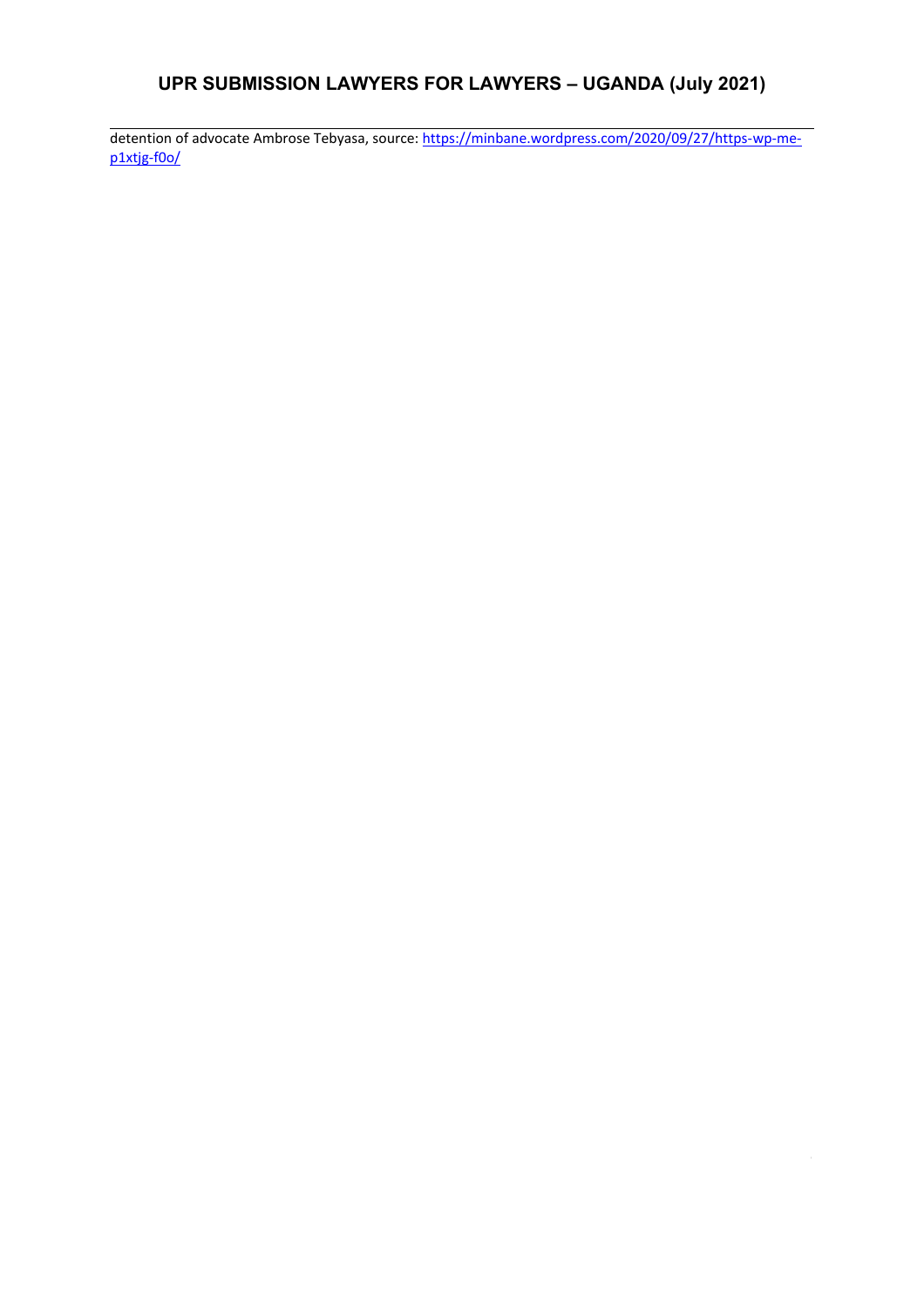detention of advocate Ambrose Tebyasa, source: https://minbane.wordpress.com/2020/09/27/https-wp-me-p1xtjg-f0o/